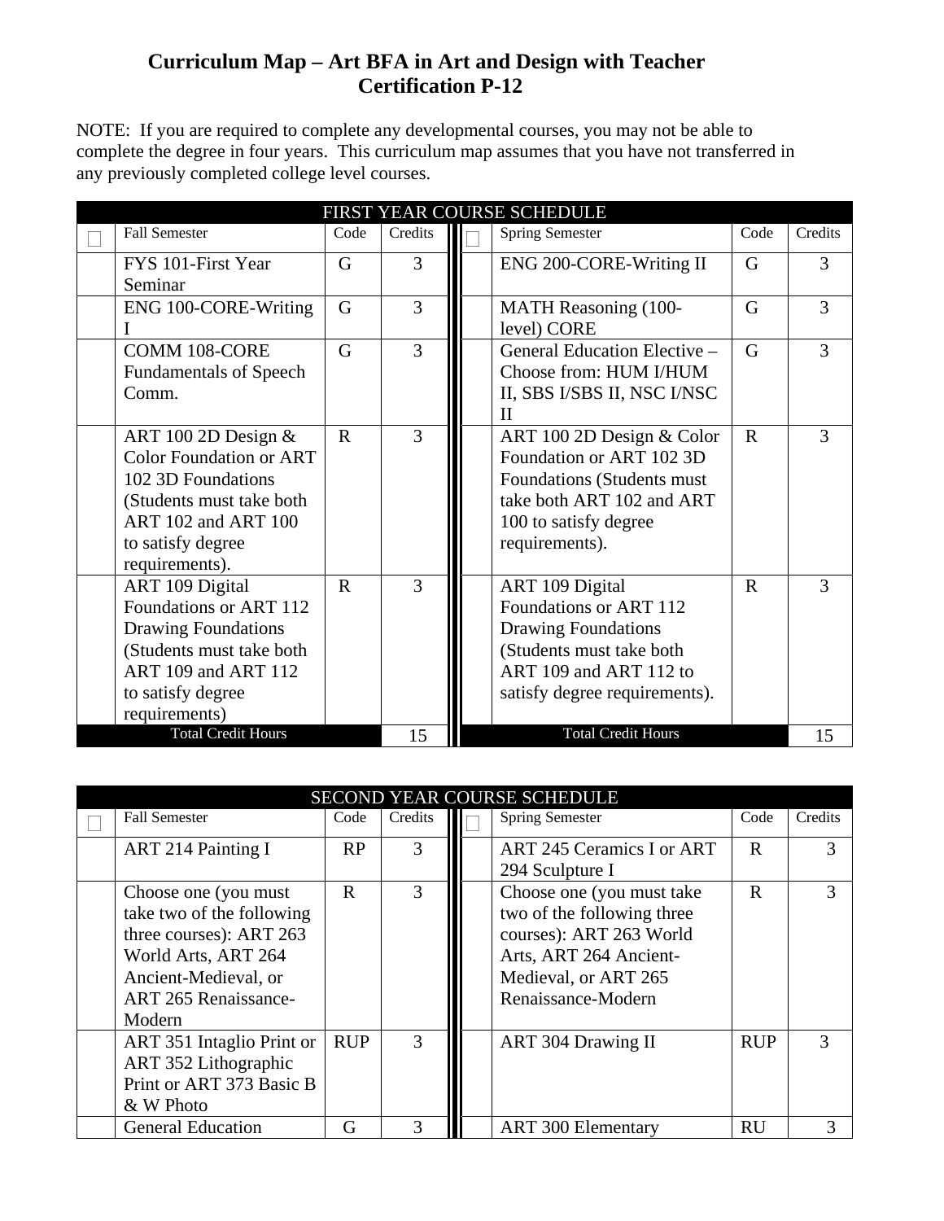# Curriculum Map – Art BFA in Art and Design with Teacher Certification P-12

NOTE: If you are required to complete any developmental courses, you may not be able to complete the degree in four years. This curriculum map assumes that you have not transferred in any previously completed college level courses.

| FIRST YEAR COURSE SCHEDULE | | | | | | | |
|---|---|---|---|---|---|---|---|
| ☐ | Fall Semester | Code | Credits | ☐ | Spring Semester | Code | Credits |
| | FYS 101-First Year Seminar | G | 3 | | ENG 200-CORE-Writing II | G | 3 |
| | ENG 100-CORE-Writing I | G | 3 | | MATH Reasoning (100-level) CORE | G | 3 |
| | COMM 108-CORE Fundamentals of Speech Comm. | G | 3 | | General Education Elective – Choose from: HUM I/HUM II, SBS I/SBS II, NSC I/NSC II | G | 3 |
| | ART 100 2D Design & Color Foundation or ART 102 3D Foundations (Students must take both ART 102 and ART 100 to satisfy degree requirements). | R | 3 | | ART 100 2D Design & Color Foundation or ART 102 3D Foundations (Students must take both ART 102 and ART 100 to satisfy degree requirements). | R | 3 |
| | ART 109 Digital Foundations or ART 112 Drawing Foundations (Students must take both ART 109 and ART 112 to satisfy degree requirements) | R | 3 | | ART 109 Digital Foundations or ART 112 Drawing Foundations (Students must take both ART 109 and ART 112 to satisfy degree requirements). | R | 3 |
| | Total Credit Hours | | 15 | | Total Credit Hours | | 15 |

| SECOND YEAR COURSE SCHEDULE | | | | | | | |
|---|---|---|---|---|---|---|---|
| ☐ | Fall Semester | Code | Credits | ☐ | Spring Semester | Code | Credits |
| | ART 214 Painting I | RP | 3 | | ART 245 Ceramics I or ART 294 Sculpture I | R | 3 |
| | Choose one (you must take two of the following three courses): ART 263 World Arts, ART 264 Ancient-Medieval, or ART 265 Renaissance-Modern | R | 3 | | Choose one (you must take two of the following three courses): ART 263 World Arts, ART 264 Ancient-Medieval, or ART 265 Renaissance-Modern | R | 3 |
| | ART 351 Intaglio Print or ART 352 Lithographic Print or ART 373 Basic B & W Photo | RUP | 3 | | ART 304 Drawing II | RUP | 3 |
| | General Education | G | 3 | | ART 300 Elementary | RU | 3 |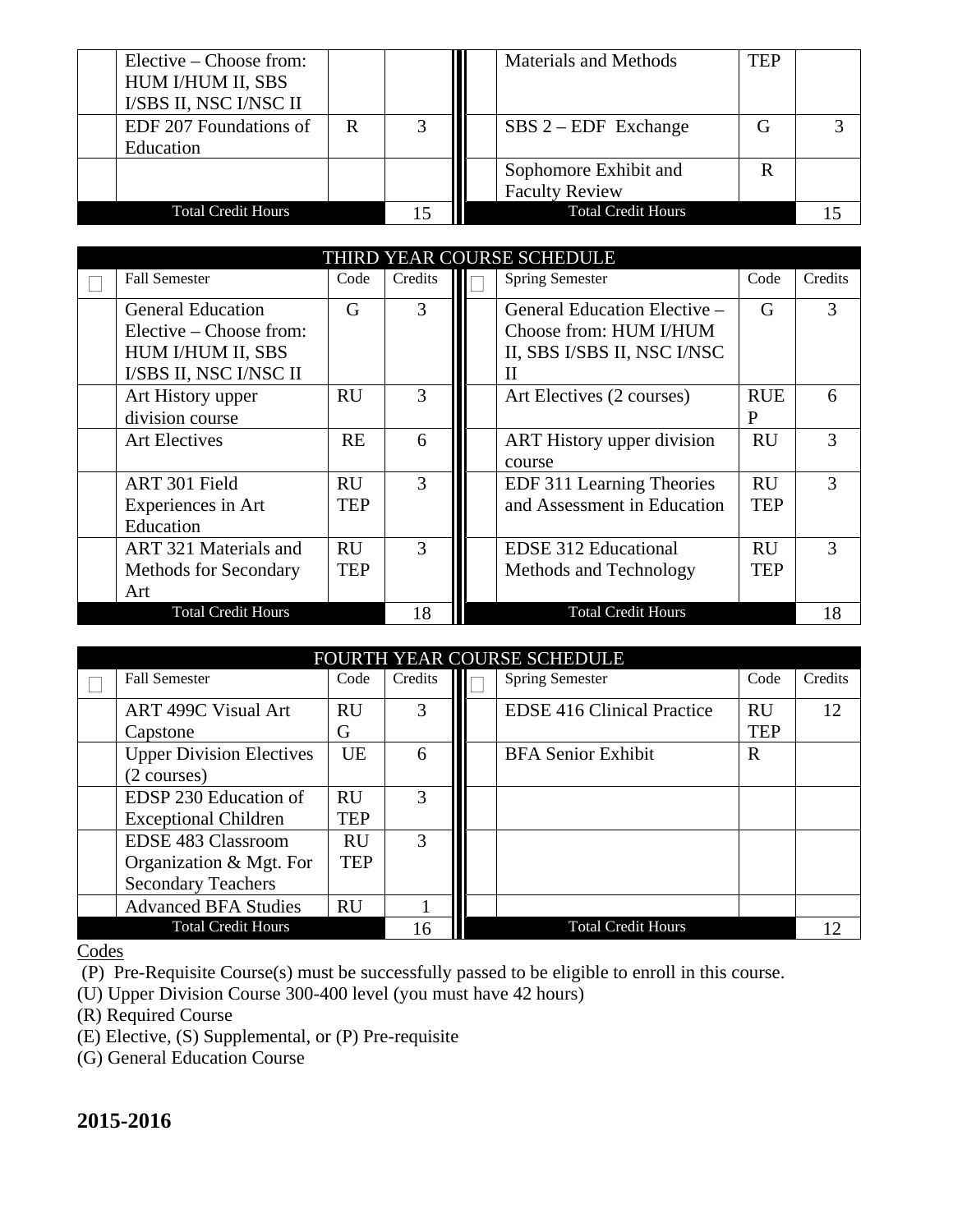| | | | | | | | |
|---|---|---|---|---|---|---|---|
| | Elective – Choose from: HUM I/HUM II, SBS I/SBS II, NSC I/NSC II | | | | Materials and Methods | TEP | |
| | EDF 207 Foundations of Education | R | 3 | | SBS 2 – EDF Exchange | G | 3 |
| | | | | | Sophomore Exhibit and Faculty Review | R | |
| | Total Credit Hours | | 15 | | Total Credit Hours | | 15 |

| THIRD YEAR COURSE SCHEDULE | | | | | | | |
|---|---|---|---|---|---|---|---|
| ☐ | Fall Semester | Code | Credits | ☐ | Spring Semester | Code | Credits |
| | General Education Elective – Choose from: HUM I/HUM II, SBS I/SBS II, NSC I/NSC II | G | 3 | | General Education Elective – Choose from: HUM I/HUM II, SBS I/SBS II, NSC I/NSC II | G | 3 |
| | Art History upper division course | RU | 3 | | Art Electives (2 courses) | RUEP | 6 |
| | Art Electives | RE | 6 | | ART History upper division course | RU | 3 |
| | ART 301 Field Experiences in Art Education | RU TEP | 3 | | EDF 311 Learning Theories and Assessment in Education | RU TEP | 3 |
| | ART 321 Materials and Methods for Secondary Art | RU TEP | 3 | | EDSE 312 Educational Methods and Technology | RU TEP | 3 |
| | Total Credit Hours | | 18 | | Total Credit Hours | | 18 |

| FOURTH YEAR COURSE SCHEDULE | | | | | | | |
|---|---|---|---|---|---|---|---|
| ☐ | Fall Semester | Code | Credits | ☐ | Spring Semester | Code | Credits |
| | ART 499C Visual Art Capstone | RU G | 3 | | EDSE 416 Clinical Practice | RU TEP | 12 |
| | Upper Division Electives (2 courses) | UE | 6 | | BFA Senior Exhibit | R | |
| | EDSP 230 Education of Exceptional Children | RU TEP | 3 | | | | |
| | EDSE 483 Classroom Organization & Mgt. For Secondary Teachers | RU TEP | 3 | | | | |
| | Advanced BFA Studies | RU | 1 | | | | |
| | Total Credit Hours | | 16 | | Total Credit Hours | | 12 |

Codes

(P) Pre-Requisite Course(s) must be successfully passed to be eligible to enroll in this course.
(U) Upper Division Course 300-400 level (you must have 42 hours)
(R) Required Course
(E) Elective, (S) Supplemental, or (P) Pre-requisite
(G) General Education Course

**2015-2016**